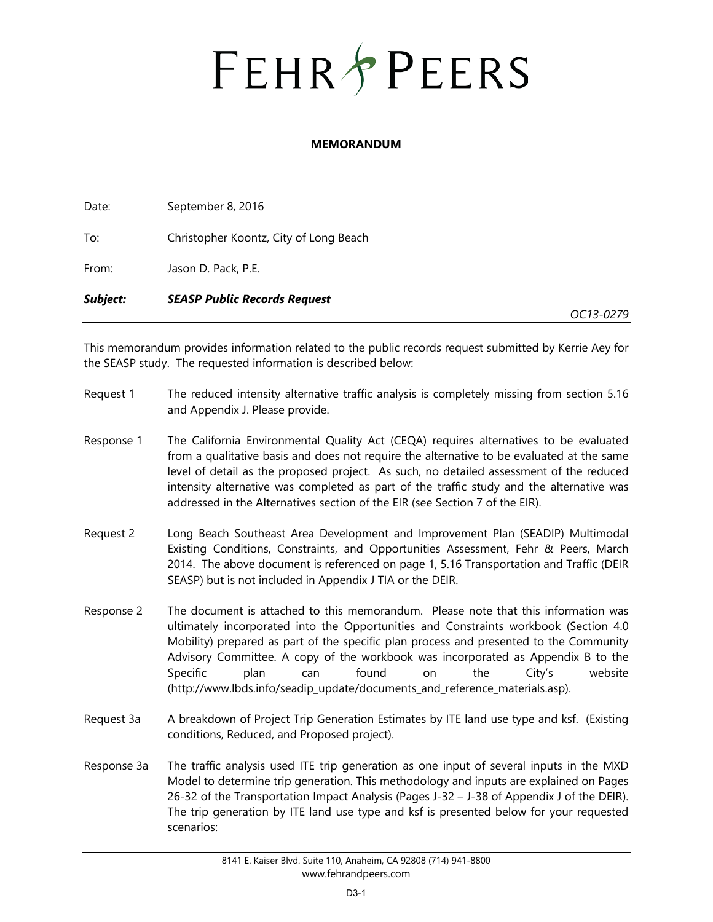# FEHR & PEERS

**MEMORANDUM**

Date: September 8, 2016

To: Christopher Koontz, City of Long Beach

From: Jason D. Pack, P.E.

***Subject: SEASP Public Records Request***

*OC13-0279*

This memorandum provides information related to the public records request submitted by Kerrie Aey for the SEASP study. The requested information is described below:

Request 1 The reduced intensity alternative traffic analysis is completely missing from section 5.16 and Appendix J. Please provide.

Response 1 The California Environmental Quality Act (CEQA) requires alternatives to be evaluated from a qualitative basis and does not require the alternative to be evaluated at the same level of detail as the proposed project. As such, no detailed assessment of the reduced intensity alternative was completed as part of the traffic study and the alternative was addressed in the Alternatives section of the EIR (see Section 7 of the EIR).

Request 2 Long Beach Southeast Area Development and Improvement Plan (SEADIP) Multimodal Existing Conditions, Constraints, and Opportunities Assessment, Fehr & Peers, March 2014. The above document is referenced on page 1, 5.16 Transportation and Traffic (DEIR SEASP) but is not included in Appendix J TIA or the DEIR.

Response 2 The document is attached to this memorandum. Please note that this information was ultimately incorporated into the Opportunities and Constraints workbook (Section 4.0 Mobility) prepared as part of the specific plan process and presented to the Community Advisory Committee. A copy of the workbook was incorporated as Appendix B to the Specific plan can found on the City's website (http://www.lbds.info/seadip_update/documents_and_reference_materials.asp).

Request 3a A breakdown of Project Trip Generation Estimates by ITE land use type and ksf. (Existing conditions, Reduced, and Proposed project).

Response 3a The traffic analysis used ITE trip generation as one input of several inputs in the MXD Model to determine trip generation. This methodology and inputs are explained on Pages 26-32 of the Transportation Impact Analysis (Pages J-32 – J-38 of Appendix J of the DEIR). The trip generation by ITE land use type and ksf is presented below for your requested scenarios:

8141 E. Kaiser Blvd. Suite 110, Anaheim, CA 92808 (714) 941-8800
www.fehrandpeers.com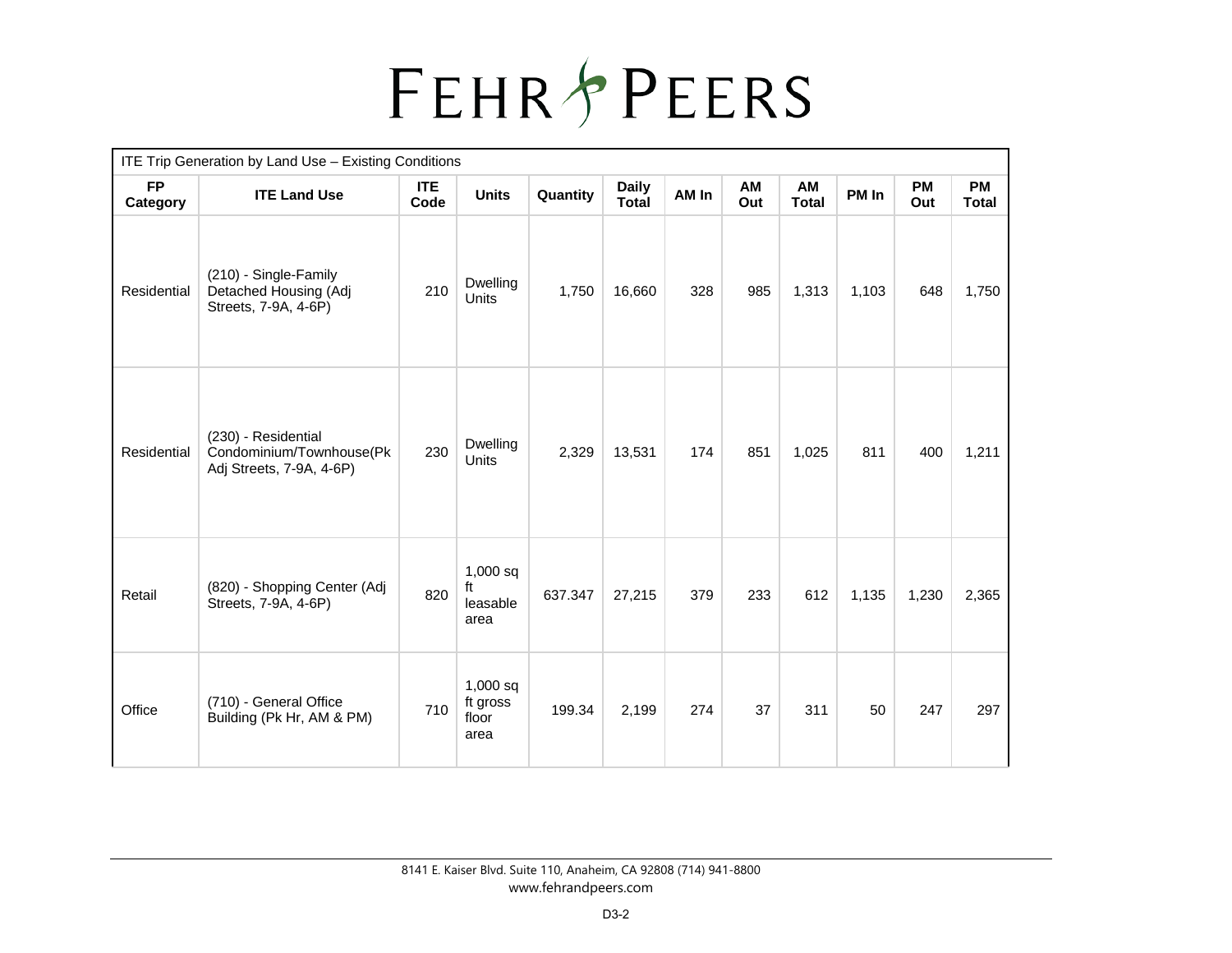# FEHR PEERS

| ITE Trip Generation by Land Use – Existing Conditions | | | | | | | | | | | |
|---|---|---|---|---|---|---|---|---|---|---|---|
| FP Category | ITE Land Use | ITE Code | Units | Quantity | Daily Total | AM In | AM Out | AM Total | PM In | PM Out | PM Total |
| Residential | (210) - Single-Family Detached Housing (Adj Streets, 7-9A, 4-6P) | 210 | Dwelling Units | 1,750 | 16,660 | 328 | 985 | 1,313 | 1,103 | 648 | 1,750 |
| Residential | (230) - Residential Condominium/Townhouse(Pk Adj Streets, 7-9A, 4-6P) | 230 | Dwelling Units | 2,329 | 13,531 | 174 | 851 | 1,025 | 811 | 400 | 1,211 |
| Retail | (820) - Shopping Center (Adj Streets, 7-9A, 4-6P) | 820 | 1,000 sq ft leasable area | 637.347 | 27,215 | 379 | 233 | 612 | 1,135 | 1,230 | 2,365 |
| Office | (710) - General Office Building (Pk Hr, AM & PM) | 710 | 1,000 sq ft gross floor area | 199.34 | 2,199 | 274 | 37 | 311 | 50 | 247 | 297 |

8141 E. Kaiser Blvd. Suite 110, Anaheim, CA 92808 (714) 941-8800
www.fehrandpeers.com

D3-2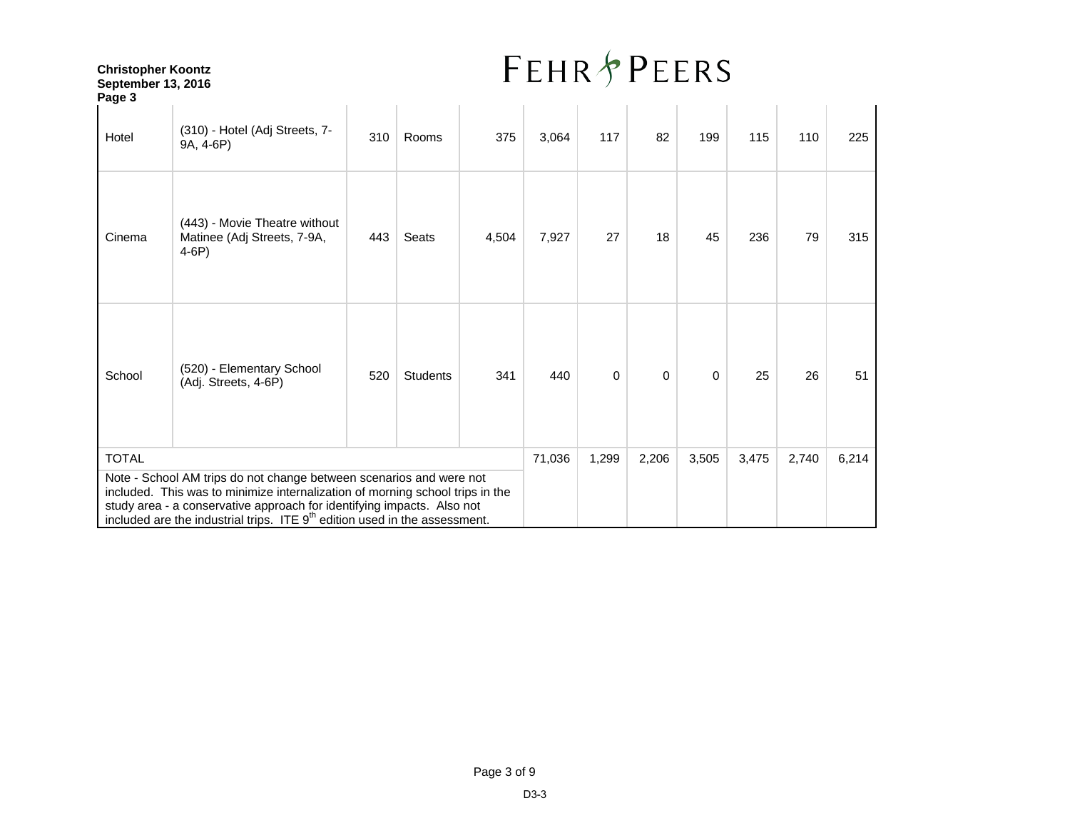| | | | | | | | | | | | |
|---|---|---|---|---|---|---|---|---|---|---|---|
| Hotel | (310) - Hotel (Adj Streets, 7-9A, 4-6P) | 310 | Rooms | 375 | 3,064 | 117 | 82 | 199 | 115 | 110 | 225 |
| Cinema | (443) - Movie Theatre without Matinee (Adj Streets, 7-9A, 4-6P) | 443 | Seats | 4,504 | 7,927 | 27 | 18 | 45 | 236 | 79 | 315 |
| School | (520) - Elementary School (Adj. Streets, 4-6P) | 520 | Students | 341 | 440 | 0 | 0 | 0 | 25 | 26 | 51 |
| TOTAL | | | | | 71,036 | 1,299 | 2,206 | 3,505 | 3,475 | 2,740 | 6,214 |
| Note - School AM trips do not change between scenarios and were not included. This was to minimize internalization of morning school trips in the study area - a conservative approach for identifying impacts. Also not included are the industrial trips. ITE 9th edition used in the assessment. | | | | | | | | | | | |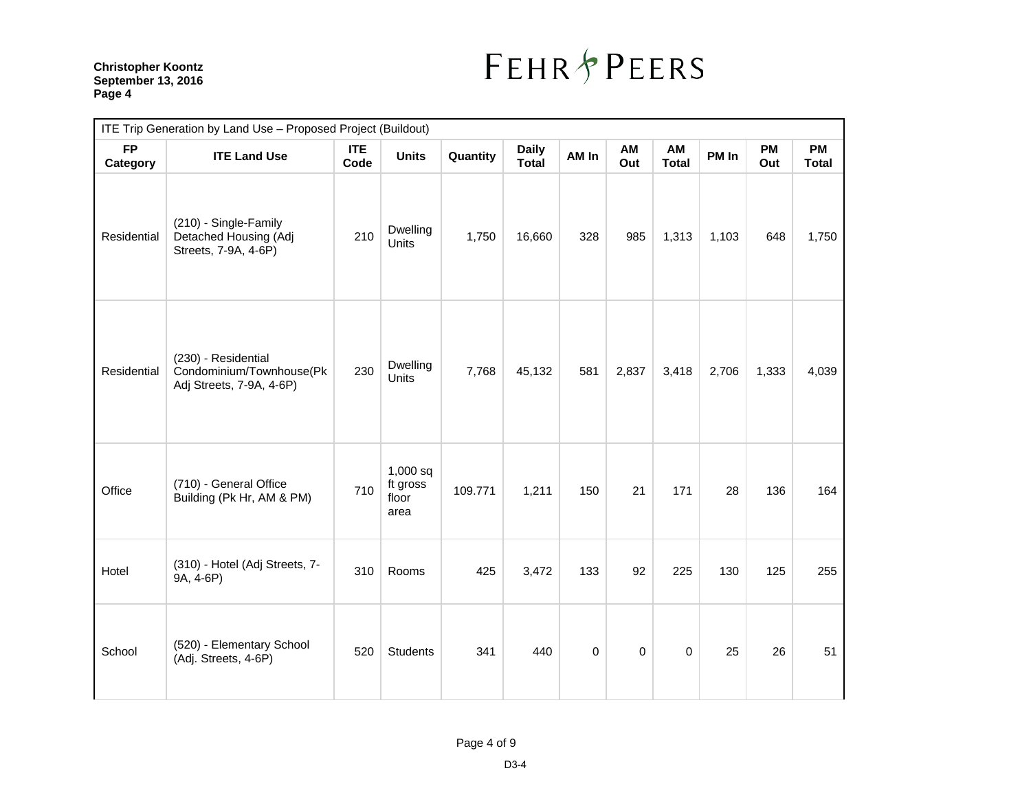| ITE Trip Generation by Land Use – Proposed Project (Buildout) | | | | | | | | | | | |
|---|---|---|---|---|---|---|---|---|---|---|---|
| FP Category | ITE Land Use | ITE Code | Units | Quantity | Daily Total | AM In | AM Out | AM Total | PM In | PM Out | PM Total |
| Residential | (210) - Single-Family Detached Housing (Adj Streets, 7-9A, 4-6P) | 210 | Dwelling Units | 1,750 | 16,660 | 328 | 985 | 1,313 | 1,103 | 648 | 1,750 |
| Residential | (230) - Residential Condominium/Townhouse(Pk Adj Streets, 7-9A, 4-6P) | 230 | Dwelling Units | 7,768 | 45,132 | 581 | 2,837 | 3,418 | 2,706 | 1,333 | 4,039 |
| Office | (710) - General Office Building (Pk Hr, AM & PM) | 710 | 1,000 sq ft gross floor area | 109.771 | 1,211 | 150 | 21 | 171 | 28 | 136 | 164 |
| Hotel | (310) - Hotel (Adj Streets, 7-9A, 4-6P) | 310 | Rooms | 425 | 3,472 | 133 | 92 | 225 | 130 | 125 | 255 |
| School | (520) - Elementary School (Adj. Streets, 4-6P) | 520 | Students | 341 | 440 | 0 | 0 | 0 | 25 | 26 | 51 |

D3-4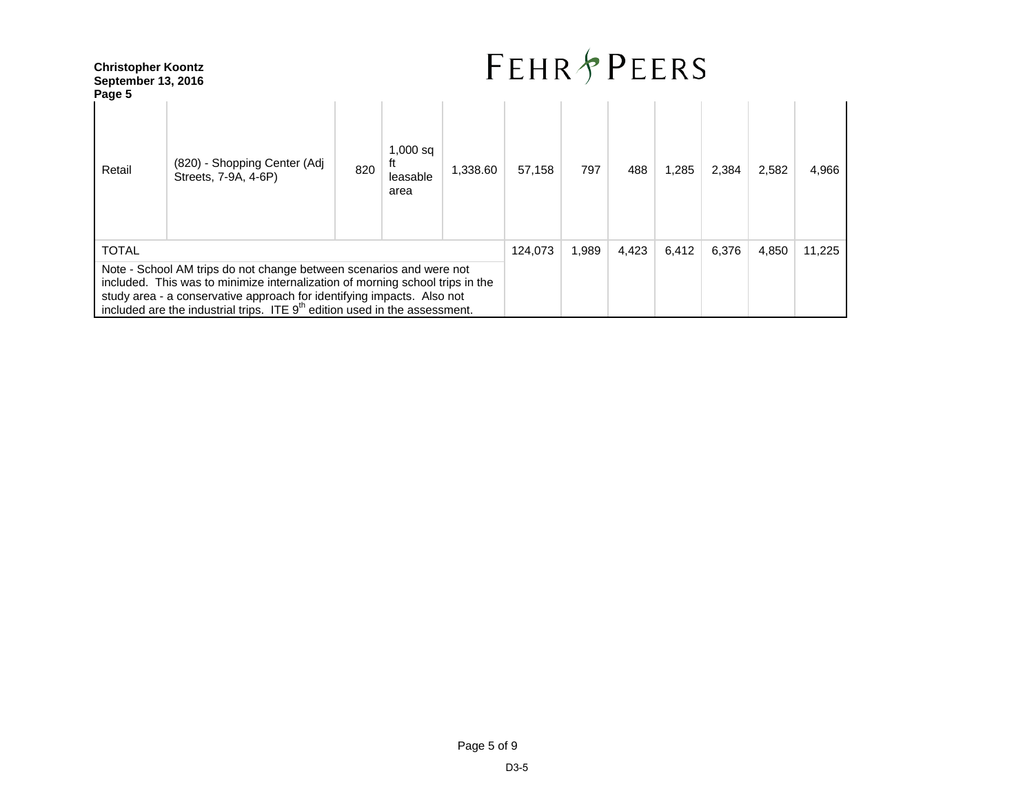| | | | | | | | | | | | |
|---|---|---|---|---|---|---|---|---|---|---|---|
| Retail | (820) - Shopping Center (Adj Streets, 7-9A, 4-6P) | 820 | 1,000 sq ft leasable area | 1,338.60 | 57,158 | 797 | 488 | 1,285 | 2,384 | 2,582 | 4,966 |
| TOTAL | | | | | 124,073 | 1,989 | 4,423 | 6,412 | 6,376 | 4,850 | 11,225 |
| Note - School AM trips do not change between scenarios and were not included. This was to minimize internalization of morning school trips in the study area - a conservative approach for identifying impacts. Also not included are the industrial trips. ITE 9th edition used in the assessment. | | | | | | | | | | | |

D3-5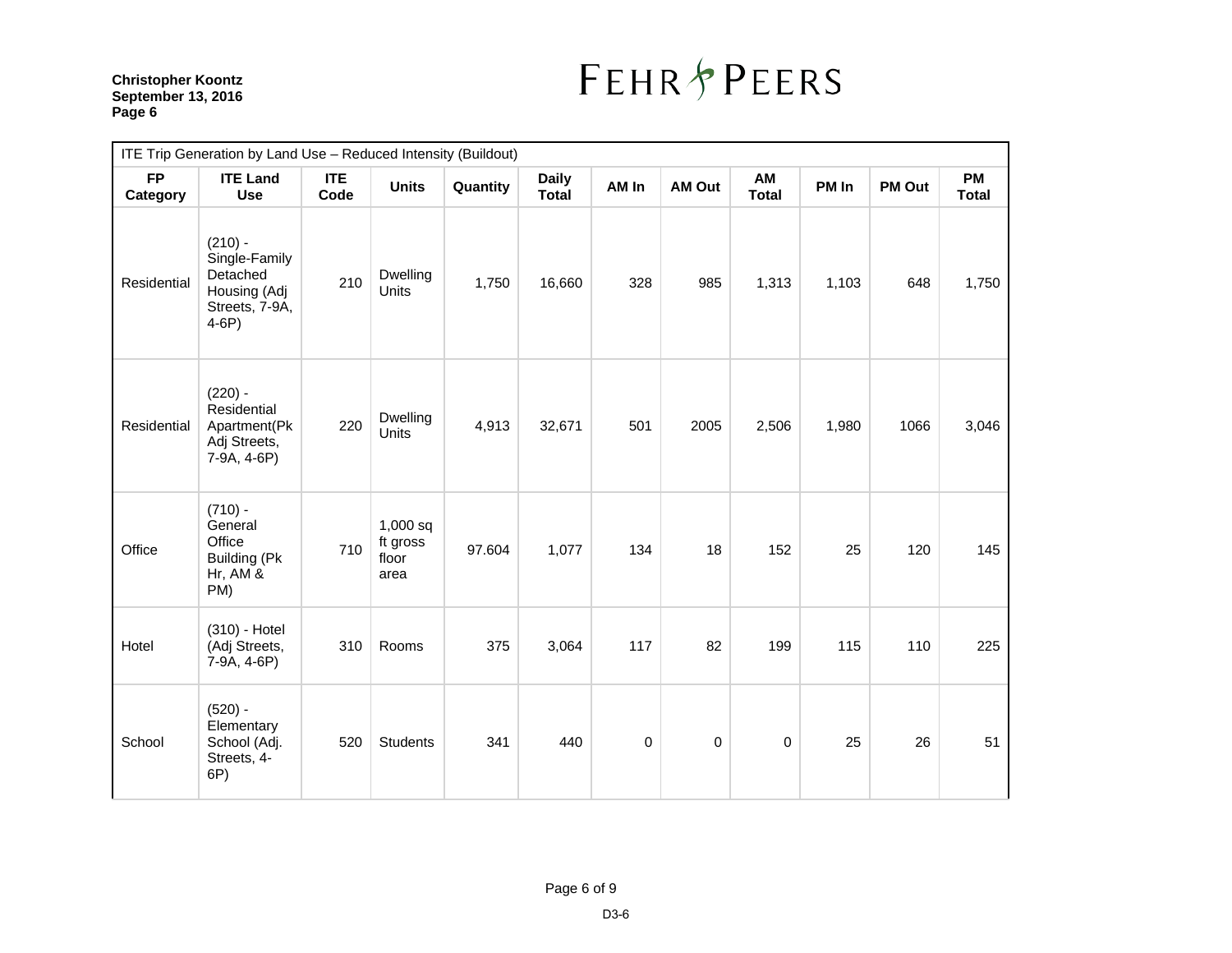**Christopher Koontz**
**September 13, 2016**
**Page 6**

| ITE Trip Generation by Land Use – Reduced Intensity (Buildout) | | | | | | | | | | | |
|---|---|---|---|---|---|---|---|---|---|---|---|
| **FP Category** | **ITE Land Use** | **ITE Code** | **Units** | **Quantity** | **Daily Total** | **AM In** | **AM Out** | **AM Total** | **PM In** | **PM Out** | **PM Total** |
| Residential | (210) - Single-Family Detached Housing (Adj Streets, 7-9A, 4-6P) | 210 | Dwelling Units | 1,750 | 16,660 | 328 | 985 | 1,313 | 1,103 | 648 | 1,750 |
| Residential | (220) - Residential Apartment(Pk Adj Streets, 7-9A, 4-6P) | 220 | Dwelling Units | 4,913 | 32,671 | 501 | 2005 | 2,506 | 1,980 | 1066 | 3,046 |
| Office | (710) - General Office Building (Pk Hr, AM & PM) | 710 | 1,000 sq ft gross floor area | 97.604 | 1,077 | 134 | 18 | 152 | 25 | 120 | 145 |
| Hotel | (310) - Hotel (Adj Streets, 7-9A, 4-6P) | 310 | Rooms | 375 | 3,064 | 117 | 82 | 199 | 115 | 110 | 225 |
| School | (520) - Elementary School (Adj. Streets, 4-6P) | 520 | Students | 341 | 440 | 0 | 0 | 0 | 25 | 26 | 51 |

D3-6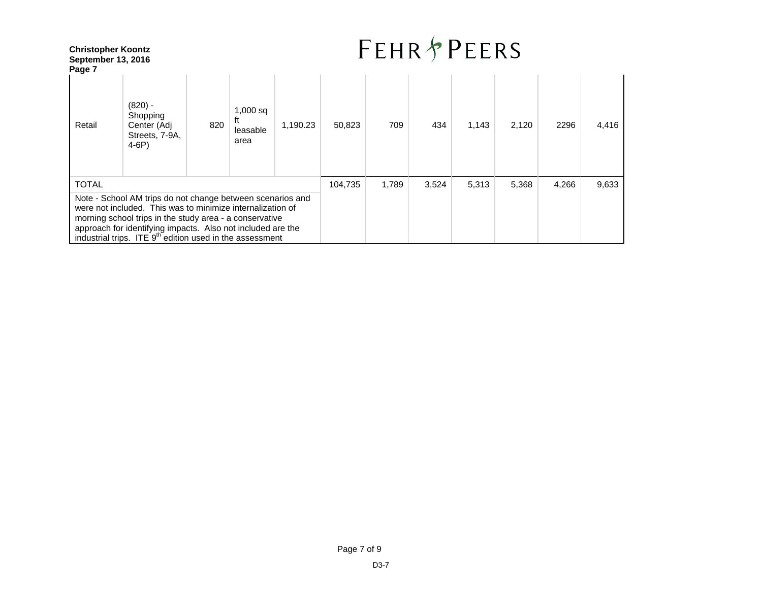| | | | | | | | | | | | |
|---|---|---|---|---|---|---|---|---|---|---|---|
| Retail | (820) - Shopping Center (Adj Streets, 7-9A, 4-6P) | 820 | 1,000 sq ft leasable area | 1,190.23 | 50,823 | 709 | 434 | 1,143 | 2,120 | 2296 | 4,416 |
| TOTAL | | | | | 104,735 | 1,789 | 3,524 | 5,313 | 5,368 | 4,266 | 9,633 |
| Note - School AM trips do not change between scenarios and were not included. This was to minimize internalization of morning school trips in the study area - a conservative approach for identifying impacts. Also not included are the industrial trips. ITE 9th edition used in the assessment | | | | | | | | | | | |

D3-7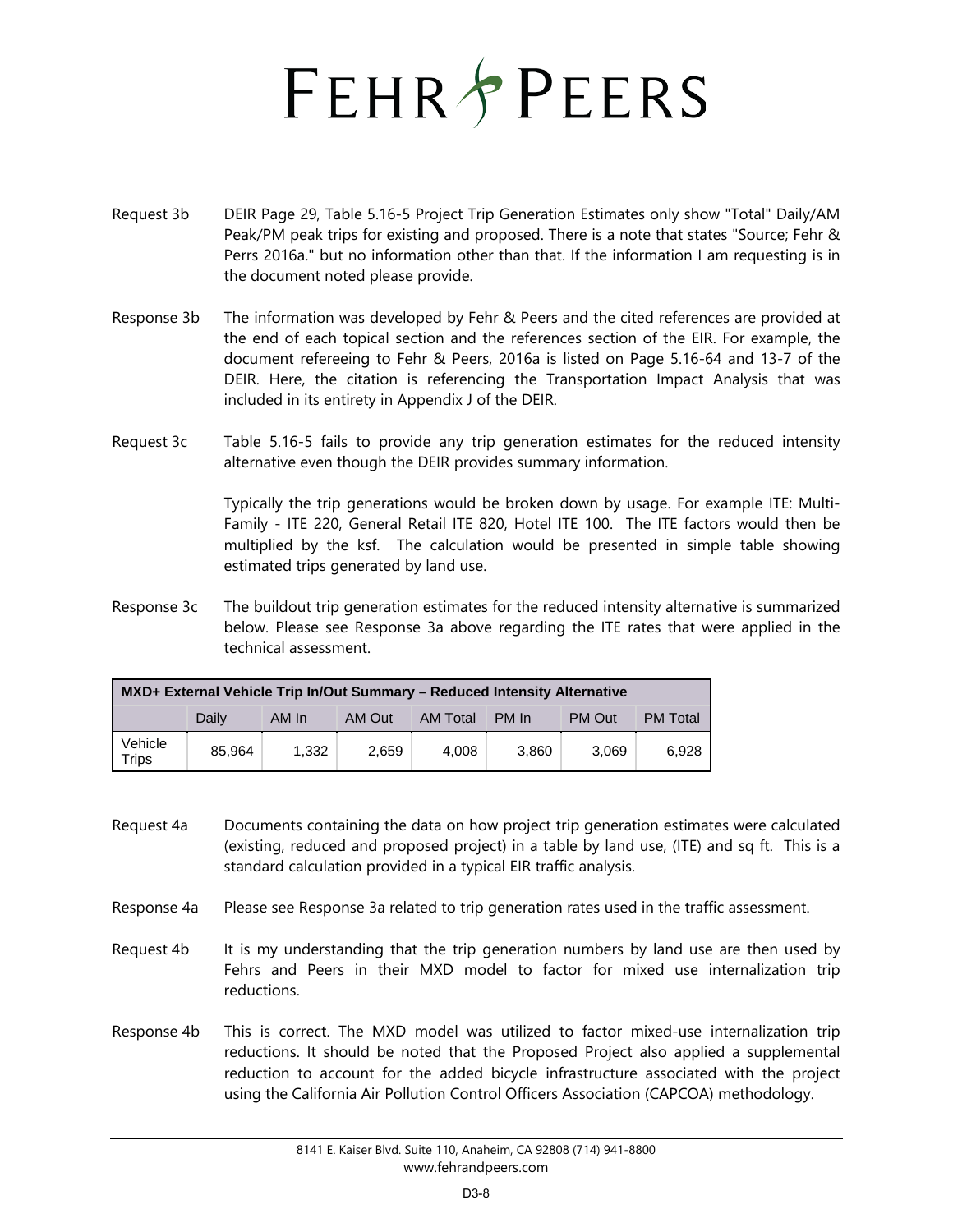# FEHR PEERS

Request 3b DEIR Page 29, Table 5.16-5 Project Trip Generation Estimates only show "Total" Daily/AM Peak/PM peak trips for existing and proposed. There is a note that states "Source; Fehr & Perrs 2016a." but no information other than that. If the information I am requesting is in the document noted please provide.

Response 3b The information was developed by Fehr & Peers and the cited references are provided at the end of each topical section and the references section of the EIR. For example, the document refereeing to Fehr & Peers, 2016a is listed on Page 5.16-64 and 13-7 of the DEIR. Here, the citation is referencing the Transportation Impact Analysis that was included in its entirety in Appendix J of the DEIR.

Request 3c Table 5.16-5 fails to provide any trip generation estimates for the reduced intensity alternative even though the DEIR provides summary information.

Typically the trip generations would be broken down by usage. For example ITE: Multi-Family - ITE 220, General Retail ITE 820, Hotel ITE 100. The ITE factors would then be multiplied by the ksf. The calculation would be presented in simple table showing estimated trips generated by land use.

Response 3c The buildout trip generation estimates for the reduced intensity alternative is summarized below. Please see Response 3a above regarding the ITE rates that were applied in the technical assessment.

| MXD+ External Vehicle Trip In/Out Summary – Reduced Intensity Alternative | | | | | | | |
|---|---|---|---|---|---|---|---|
| | Daily | AM In | AM Out | AM Total | PM In | PM Out | PM Total |
| Vehicle Trips | 85,964 | 1,332 | 2,659 | 4,008 | 3,860 | 3,069 | 6,928 |

Request 4a Documents containing the data on how project trip generation estimates were calculated (existing, reduced and proposed project) in a table by land use, (ITE) and sq ft. This is a standard calculation provided in a typical EIR traffic analysis.

Response 4a Please see Response 3a related to trip generation rates used in the traffic assessment.

Request 4b It is my understanding that the trip generation numbers by land use are then used by Fehrs and Peers in their MXD model to factor for mixed use internalization trip reductions.

Response 4b This is correct. The MXD model was utilized to factor mixed-use internalization trip reductions. It should be noted that the Proposed Project also applied a supplemental reduction to account for the added bicycle infrastructure associated with the project using the California Air Pollution Control Officers Association (CAPCOA) methodology.

8141 E. Kaiser Blvd. Suite 110, Anaheim, CA 92808 (714) 941-8800
www.fehrandpeers.com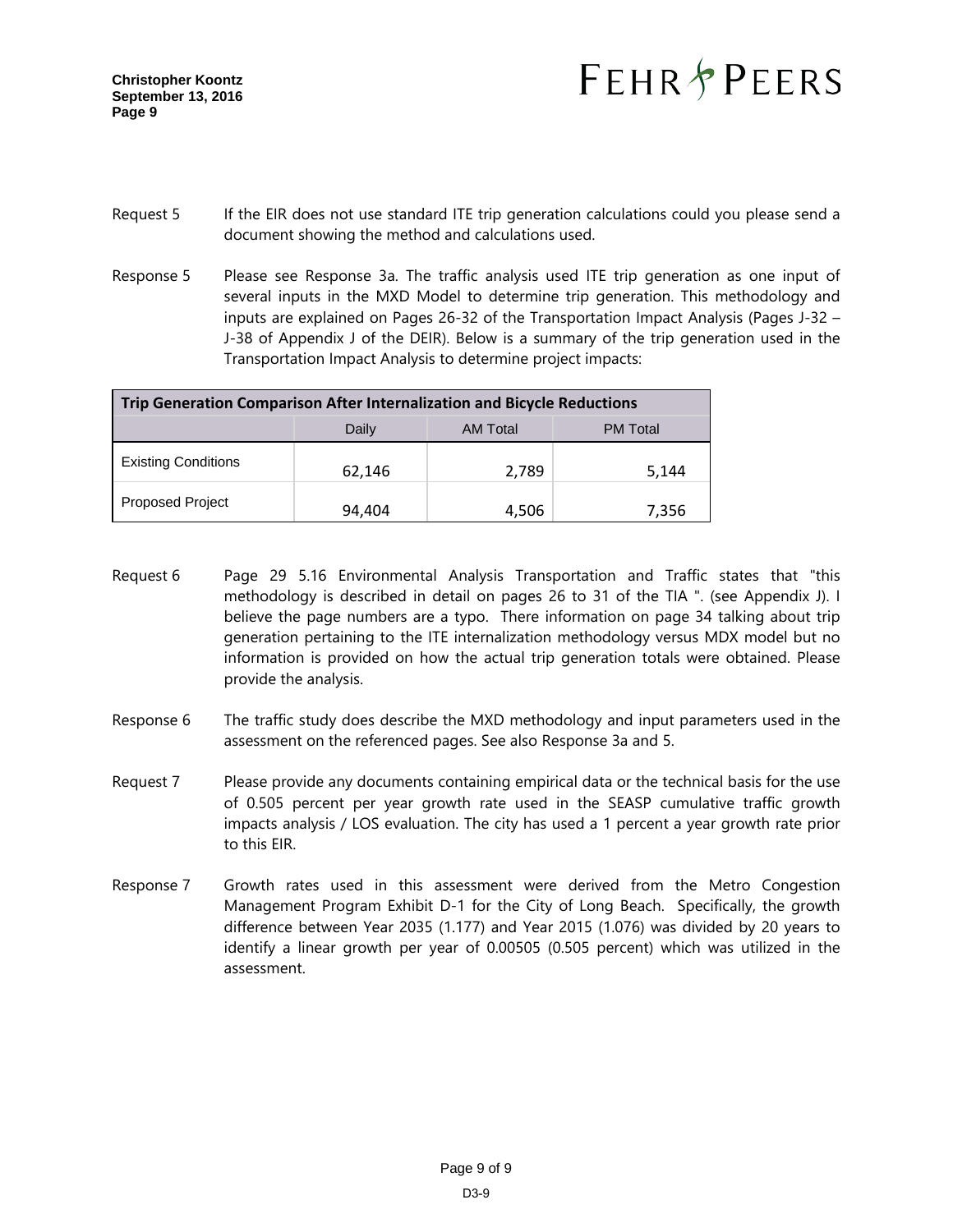Request 5 If the EIR does not use standard ITE trip generation calculations could you please send a document showing the method and calculations used.

Response 5 Please see Response 3a. The traffic analysis used ITE trip generation as one input of several inputs in the MXD Model to determine trip generation. This methodology and inputs are explained on Pages 26-32 of the Transportation Impact Analysis (Pages J-32 – J-38 of Appendix J of the DEIR). Below is a summary of the trip generation used in the Transportation Impact Analysis to determine project impacts:

| Trip Generation Comparison After Internalization and Bicycle Reductions | | | |
|---|---|---|---|
| | Daily | AM Total | PM Total |
| Existing Conditions | 62,146 | 2,789 | 5,144 |
| Proposed Project | 94,404 | 4,506 | 7,356 |

Request 6 Page 29 5.16 Environmental Analysis Transportation and Traffic states that "this methodology is described in detail on pages 26 to 31 of the TIA ". (see Appendix J). I believe the page numbers are a typo. There information on page 34 talking about trip generation pertaining to the ITE internalization methodology versus MDX model but no information is provided on how the actual trip generation totals were obtained. Please provide the analysis.

Response 6 The traffic study does describe the MXD methodology and input parameters used in the assessment on the referenced pages. See also Response 3a and 5.

Request 7 Please provide any documents containing empirical data or the technical basis for the use of 0.505 percent per year growth rate used in the SEASP cumulative traffic growth impacts analysis / LOS evaluation. The city has used a 1 percent a year growth rate prior to this EIR.

Response 7 Growth rates used in this assessment were derived from the Metro Congestion Management Program Exhibit D-1 for the City of Long Beach. Specifically, the growth difference between Year 2035 (1.177) and Year 2015 (1.076) was divided by 20 years to identify a linear growth per year of 0.00505 (0.505 percent) which was utilized in the assessment.